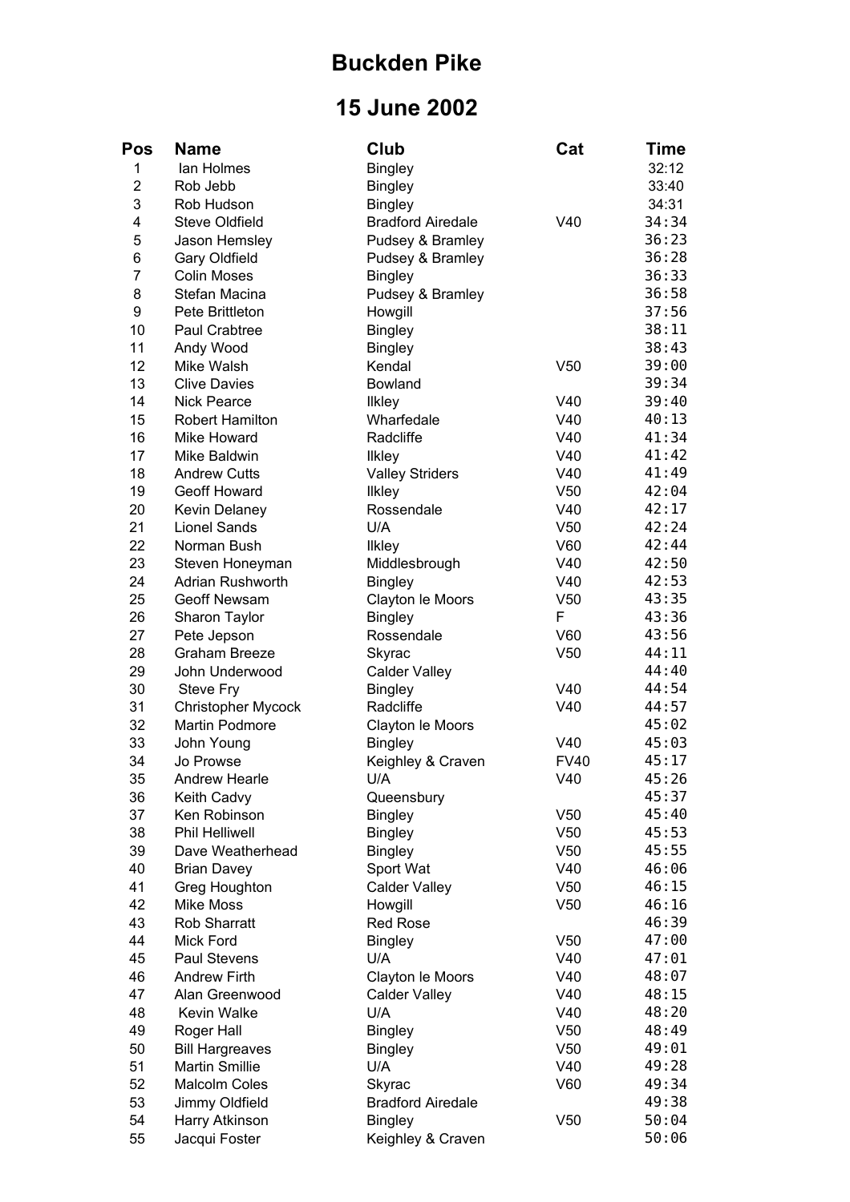# Buckden Pike

# 15 June 2002

| Pos | Name | Club | Cat | Time |
|---|---|---|---|---|
| 1 | Ian Holmes | Bingley | | 32:12 |
| 2 | Rob Jebb | Bingley | | 33:40 |
| 3 | Rob Hudson | Bingley | | 34:31 |
| 4 | Steve Oldfield | Bradford Airedale | V40 | 34:34 |
| 5 | Jason Hemsley | Pudsey & Bramley | | 36:23 |
| 6 | Gary Oldfield | Pudsey & Bramley | | 36:28 |
| 7 | Colin Moses | Bingley | | 36:33 |
| 8 | Stefan Macina | Pudsey & Bramley | | 36:58 |
| 9 | Pete Brittleton | Howgill | | 37:56 |
| 10 | Paul Crabtree | Bingley | | 38:11 |
| 11 | Andy Wood | Bingley | | 38:43 |
| 12 | Mike Walsh | Kendal | V50 | 39:00 |
| 13 | Clive Davies | Bowland | | 39:34 |
| 14 | Nick Pearce | Ilkley | V40 | 39:40 |
| 15 | Robert Hamilton | Wharfedale | V40 | 40:13 |
| 16 | Mike Howard | Radcliffe | V40 | 41:34 |
| 17 | Mike Baldwin | Ilkley | V40 | 41:42 |
| 18 | Andrew Cutts | Valley Striders | V40 | 41:49 |
| 19 | Geoff Howard | Ilkley | V50 | 42:04 |
| 20 | Kevin Delaney | Rossendale | V40 | 42:17 |
| 21 | Lionel Sands | U/A | V50 | 42:24 |
| 22 | Norman Bush | Ilkley | V60 | 42:44 |
| 23 | Steven Honeyman | Middlesbrough | V40 | 42:50 |
| 24 | Adrian Rushworth | Bingley | V40 | 42:53 |
| 25 | Geoff Newsam | Clayton le Moors | V50 | 43:35 |
| 26 | Sharon Taylor | Bingley | F | 43:36 |
| 27 | Pete Jepson | Rossendale | V60 | 43:56 |
| 28 | Graham Breeze | Skyrac | V50 | 44:11 |
| 29 | John Underwood | Calder Valley | | 44:40 |
| 30 | Steve Fry | Bingley | V40 | 44:54 |
| 31 | Christopher Mycock | Radcliffe | V40 | 44:57 |
| 32 | Martin Podmore | Clayton le Moors | | 45:02 |
| 33 | John Young | Bingley | V40 | 45:03 |
| 34 | Jo Prowse | Keighley & Craven | FV40 | 45:17 |
| 35 | Andrew Hearle | U/A | V40 | 45:26 |
| 36 | Keith Cadvy | Queensbury | | 45:37 |
| 37 | Ken Robinson | Bingley | V50 | 45:40 |
| 38 | Phil Helliwell | Bingley | V50 | 45:53 |
| 39 | Dave Weatherhead | Bingley | V50 | 45:55 |
| 40 | Brian Davey | Sport Wat | V40 | 46:06 |
| 41 | Greg Houghton | Calder Valley | V50 | 46:15 |
| 42 | Mike Moss | Howgill | V50 | 46:16 |
| 43 | Rob Sharratt | Red Rose | | 46:39 |
| 44 | Mick Ford | Bingley | V50 | 47:00 |
| 45 | Paul Stevens | U/A | V40 | 47:01 |
| 46 | Andrew Firth | Clayton le Moors | V40 | 48:07 |
| 47 | Alan Greenwood | Calder Valley | V40 | 48:15 |
| 48 | Kevin Walke | U/A | V40 | 48:20 |
| 49 | Roger Hall | Bingley | V50 | 48:49 |
| 50 | Bill Hargreaves | Bingley | V50 | 49:01 |
| 51 | Martin Smillie | U/A | V40 | 49:28 |
| 52 | Malcolm Coles | Skyrac | V60 | 49:34 |
| 53 | Jimmy Oldfield | Bradford Airedale | | 49:38 |
| 54 | Harry Atkinson | Bingley | V50 | 50:04 |
| 55 | Jacqui Foster | Keighley & Craven | | 50:06 |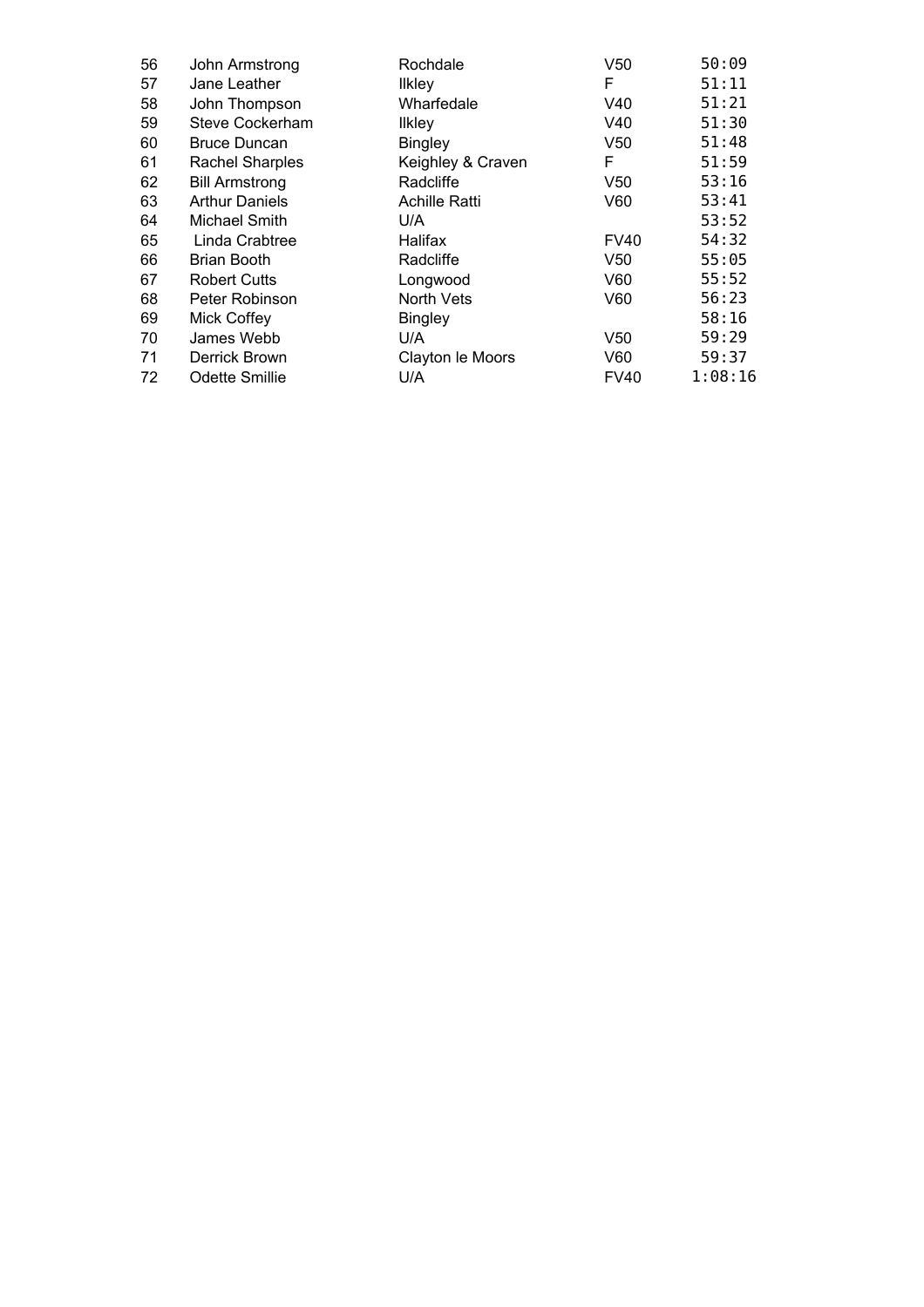| | | | | |
|---|---|---|---|---|
| 56 | John Armstrong | Rochdale | V50 | 50:09 |
| 57 | Jane Leather | Ilkley | F | 51:11 |
| 58 | John Thompson | Wharfedale | V40 | 51:21 |
| 59 | Steve Cockerham | Ilkley | V40 | 51:30 |
| 60 | Bruce Duncan | Bingley | V50 | 51:48 |
| 61 | Rachel Sharples | Keighley & Craven | F | 51:59 |
| 62 | Bill Armstrong | Radcliffe | V50 | 53:16 |
| 63 | Arthur Daniels | Achille Ratti | V60 | 53:41 |
| 64 | Michael Smith | U/A | | 53:52 |
| 65 | Linda Crabtree | Halifax | FV40 | 54:32 |
| 66 | Brian Booth | Radcliffe | V50 | 55:05 |
| 67 | Robert Cutts | Longwood | V60 | 55:52 |
| 68 | Peter Robinson | North Vets | V60 | 56:23 |
| 69 | Mick Coffey | Bingley | | 58:16 |
| 70 | James Webb | U/A | V50 | 59:29 |
| 71 | Derrick Brown | Clayton le Moors | V60 | 59:37 |
| 72 | Odette Smillie | U/A | FV40 | 1:08:16 |